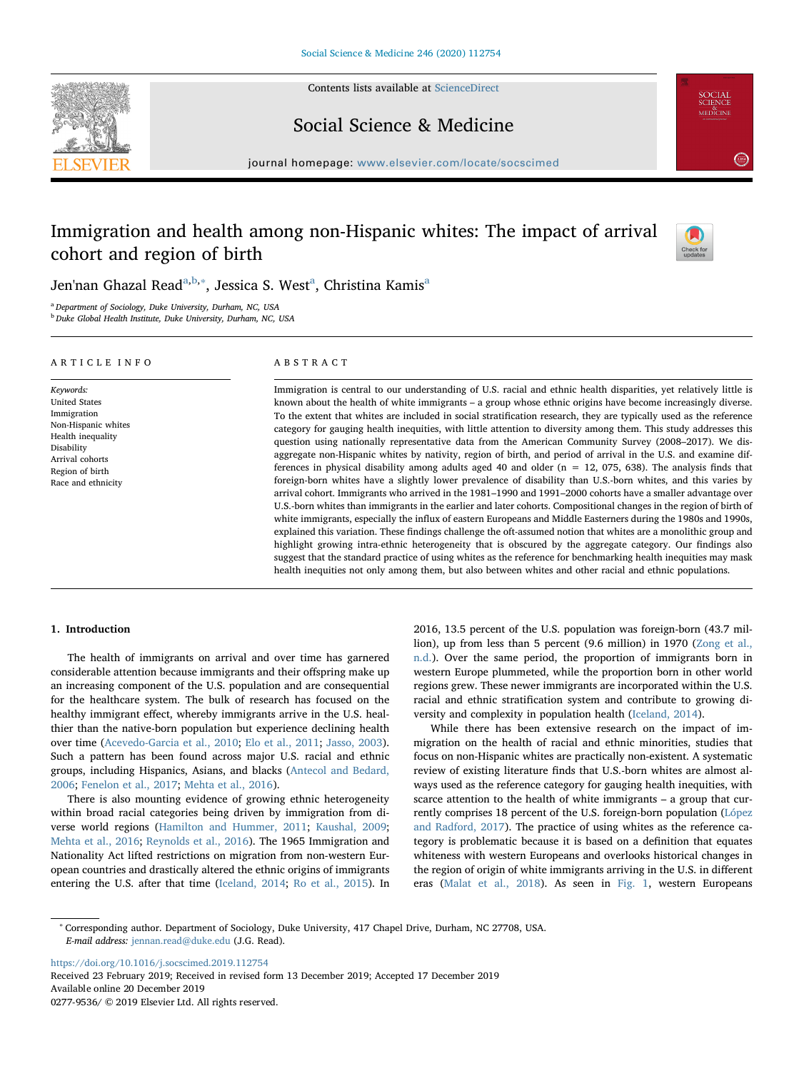# Immigration and health among non-Hispanic whites: The impact of arrival cohort and region of birth

Jen'nan Ghazal Read[a,b,*], Jessica S. West[a], Christina Kamis[a]

[a] *Department of Sociology, Duke University, Durham, NC, USA*
[b] *Duke Global Health Institute, Duke University, Durham, NC, USA*

## ARTICLE INFO

*Keywords:*
United States
Immigration
Non-Hispanic whites
Health inequality
Disability
Arrival cohorts
Region of birth
Race and ethnicity

## ABSTRACT

Immigration is central to our understanding of U.S. racial and ethnic health disparities, yet relatively little is known about the health of white immigrants – a group whose ethnic origins have become increasingly diverse. To the extent that whites are included in social stratification research, they are typically used as the reference category for gauging health inequities, with little attention to diversity among them. This study addresses this question using nationally representative data from the American Community Survey (2008–2017). We disaggregate non-Hispanic whites by nativity, region of birth, and period of arrival in the U.S. and examine differences in physical disability among adults aged 40 and older (n = 12, 075, 638). The analysis finds that foreign-born whites have a slightly lower prevalence of disability than U.S.-born whites, and this varies by arrival cohort. Immigrants who arrived in the 1981–1990 and 1991–2000 cohorts have a smaller advantage over U.S.-born whites than immigrants in the earlier and later cohorts. Compositional changes in the region of birth of white immigrants, especially the influx of eastern Europeans and Middle Easterners during the 1980s and 1990s, explained this variation. These findings challenge the oft-assumed notion that whites are a monolithic group and highlight growing intra-ethnic heterogeneity that is obscured by the aggregate category. Our findings also suggest that the standard practice of using whites as the reference for benchmarking health inequities may mask health inequities not only among them, but also between whites and other racial and ethnic populations.

## 1. Introduction

The health of immigrants on arrival and over time has garnered considerable attention because immigrants and their offspring make up an increasing component of the U.S. population and are consequential for the healthcare system. The bulk of research has focused on the healthy immigrant effect, whereby immigrants arrive in the U.S. healthier than the native-born population but experience declining health over time (Acevedo-Garcia et al., 2010; Elo et al., 2011; Jasso, 2003). Such a pattern has been found across major U.S. racial and ethnic groups, including Hispanics, Asians, and blacks (Antecol and Bedard, 2006; Fenelon et al., 2017; Mehta et al., 2016).

There is also mounting evidence of growing ethnic heterogeneity within broad racial categories being driven by immigration from diverse world regions (Hamilton and Hummer, 2011; Kaushal, 2009; Mehta et al., 2016; Reynolds et al., 2016). The 1965 Immigration and Nationality Act lifted restrictions on migration from non-western European countries and drastically altered the ethnic origins of immigrants entering the U.S. after that time (Iceland, 2014; Ro et al., 2015). In 2016, 13.5 percent of the U.S. population was foreign-born (43.7 million), up from less than 5 percent (9.6 million) in 1970 (Zong et al., n.d.). Over the same period, the proportion of immigrants born in western Europe plummeted, while the proportion born in other world regions grew. These newer immigrants are incorporated within the U.S. racial and ethnic stratification system and contribute to growing diversity and complexity in population health (Iceland, 2014).

While there has been extensive research on the impact of immigration on the health of racial and ethnic minorities, studies that focus on non-Hispanic whites are practically non-existent. A systematic review of existing literature finds that U.S.-born whites are almost always used as the reference category for gauging health inequities, with scarce attention to the health of white immigrants – a group that currently comprises 18 percent of the U.S. foreign-born population (López and Radford, 2017). The practice of using whites as the reference category is problematic because it is based on a definition that equates whiteness with western Europeans and overlooks historical changes in the region of origin of white immigrants arriving in the U.S. in different eras (Malat et al., 2018). As seen in Fig. 1, western Europeans

---

* Corresponding author. Department of Sociology, Duke University, 417 Chapel Drive, Durham, NC 27708, USA.
*E-mail address:* jennan.read@duke.edu (J.G. Read).

https://doi.org/10.1016/j.socscimed.2019.112754
Received 23 February 2019; Received in revised form 13 December 2019; Accepted 17 December 2019
Available online 20 December 2019
0277-9536/ © 2019 Elsevier Ltd. All rights reserved.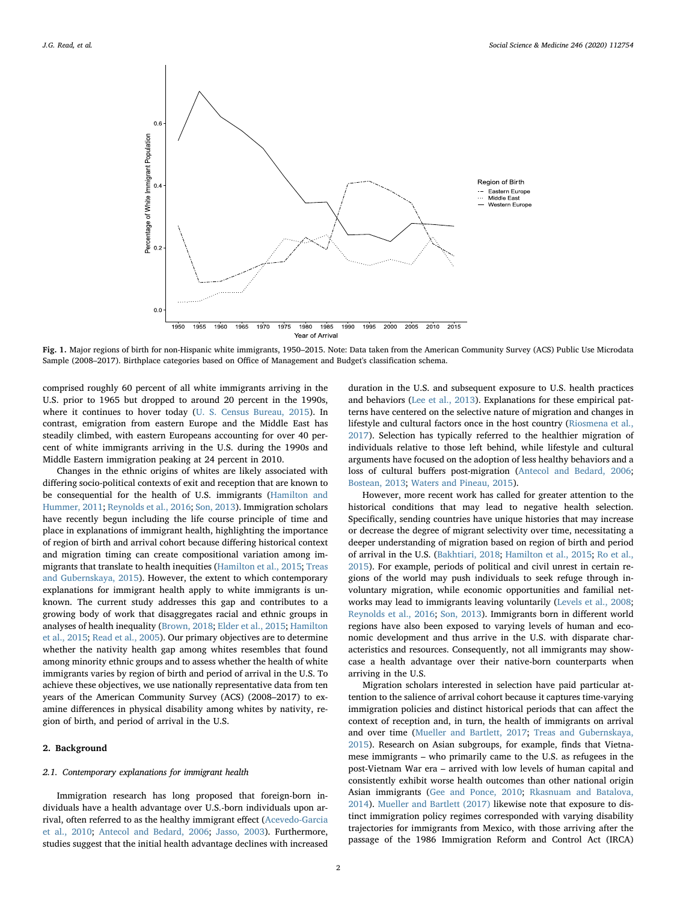Fig. 1. Major regions of birth for non-Hispanic white immigrants, 1950–2015. Note: Data taken from the American Community Survey (ACS) Public Use Microdata Sample (2008–2017). Birthplace categories based on Office of Management and Budget's classification schema.

comprised roughly 60 percent of all white immigrants arriving in the U.S. prior to 1965 but dropped to around 20 percent in the 1990s, where it continues to hover today (U. S. Census Bureau, 2015). In contrast, emigration from eastern Europe and the Middle East has steadily climbed, with eastern Europeans accounting for over 40 percent of white immigrants arriving in the U.S. during the 1990s and Middle Eastern immigration peaking at 24 percent in 2010.

Changes in the ethnic origins of whites are likely associated with differing socio-political contexts of exit and reception that are known to be consequential for the health of U.S. immigrants (Hamilton and Hummer, 2011; Reynolds et al., 2016; Son, 2013). Immigration scholars have recently begun including the life course principle of time and place in explanations of immigrant health, highlighting the importance of region of birth and arrival cohort because differing historical context and migration timing can create compositional variation among immigrants that translate to health inequities (Hamilton et al., 2015; Treas and Gubernskaya, 2015). However, the extent to which contemporary explanations for immigrant health apply to white immigrants is unknown. The current study addresses this gap and contributes to a growing body of work that disaggregates racial and ethnic groups in analyses of health inequality (Brown, 2018; Elder et al., 2015; Hamilton et al., 2015; Read et al., 2005). Our primary objectives are to determine whether the nativity health gap among whites resembles that found among minority ethnic groups and to assess whether the health of white immigrants varies by region of birth and period of arrival in the U.S. To achieve these objectives, we use nationally representative data from ten years of the American Community Survey (ACS) (2008–2017) to examine differences in physical disability among whites by nativity, region of birth, and period of arrival in the U.S.

## 2. Background

### 2.1. Contemporary explanations for immigrant health

Immigration research has long proposed that foreign-born individuals have a health advantage over U.S.-born individuals upon arrival, often referred to as the healthy immigrant effect (Acevedo-Garcia et al., 2010; Antecol and Bedard, 2006; Jasso, 2003). Furthermore, studies suggest that the initial health advantage declines with increased duration in the U.S. and subsequent exposure to U.S. health practices and behaviors (Lee et al., 2013). Explanations for these empirical patterns have centered on the selective nature of migration and changes in lifestyle and cultural factors once in the host country (Riosmena et al., 2017). Selection has typically referred to the healthier migration of individuals relative to those left behind, while lifestyle and cultural arguments have focused on the adoption of less healthy behaviors and a loss of cultural buffers post-migration (Antecol and Bedard, 2006; Bostean, 2013; Waters and Pineau, 2015).

However, more recent work has called for greater attention to the historical conditions that may lead to negative health selection. Specifically, sending countries have unique histories that may increase or decrease the degree of migrant selectivity over time, necessitating a deeper understanding of migration based on region of birth and period of arrival in the U.S. (Bakhtiari, 2018; Hamilton et al., 2015; Ro et al., 2015). For example, periods of political and civil unrest in certain regions of the world may push individuals to seek refuge through involuntary migration, while economic opportunities and familial networks may lead to immigrants leaving voluntarily (Levels et al., 2008; Reynolds et al., 2016; Son, 2013). Immigrants born in different world regions have also been exposed to varying levels of human and economic development and thus arrive in the U.S. with disparate characteristics and resources. Consequently, not all immigrants may showcase a health advantage over their native-born counterparts when arriving in the U.S.

Migration scholars interested in selection have paid particular attention to the salience of arrival cohort because it captures time-varying immigration policies and distinct historical periods that can affect the context of reception and, in turn, the health of immigrants on arrival and over time (Mueller and Bartlett, 2017; Treas and Gubernskaya, 2015). Research on Asian subgroups, for example, finds that Vietnamese immigrants – who primarily came to the U.S. as refugees in the post-Vietnam War era – arrived with low levels of human capital and consistently exhibit worse health outcomes than other national origin Asian immigrants (Gee and Ponce, 2010; Rkasnuam and Batalova, 2014). Mueller and Bartlett (2017) likewise note that exposure to distinct immigration policy regimes corresponded with varying disability trajectories for immigrants from Mexico, with those arriving after the passage of the 1986 Immigration Reform and Control Act (IRCA)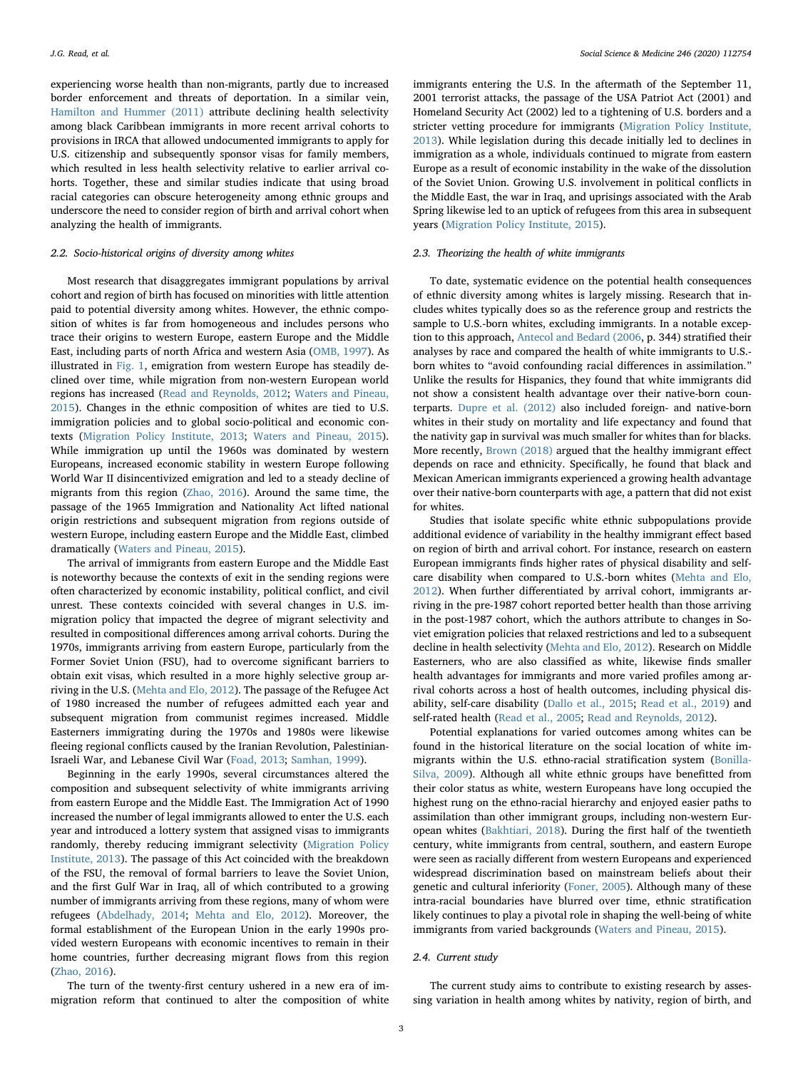experiencing worse health than non-migrants, partly due to increased border enforcement and threats of deportation. In a similar vein, Hamilton and Hummer (2011) attribute declining health selectivity among black Caribbean immigrants in more recent arrival cohorts to provisions in IRCA that allowed undocumented immigrants to apply for U.S. citizenship and subsequently sponsor visas for family members, which resulted in less health selectivity relative to earlier arrival cohorts. Together, these and similar studies indicate that using broad racial categories can obscure heterogeneity among ethnic groups and underscore the need to consider region of birth and arrival cohort when analyzing the health of immigrants.

### 2.2. Socio-historical origins of diversity among whites

Most research that disaggregates immigrant populations by arrival cohort and region of birth has focused on minorities with little attention paid to potential diversity among whites. However, the ethnic composition of whites is far from homogeneous and includes persons who trace their origins to western Europe, eastern Europe and the Middle East, including parts of north Africa and western Asia (OMB, 1997). As illustrated in Fig. 1, emigration from western Europe has steadily declined over time, while migration from non-western European world regions has increased (Read and Reynolds, 2012; Waters and Pineau, 2015). Changes in the ethnic composition of whites are tied to U.S. immigration policies and to global socio-political and economic contexts (Migration Policy Institute, 2013; Waters and Pineau, 2015). While immigration up until the 1960s was dominated by western Europeans, increased economic stability in western Europe following World War II disincentivized emigration and led to a steady decline of migrants from this region (Zhao, 2016). Around the same time, the passage of the 1965 Immigration and Nationality Act lifted national origin restrictions and subsequent migration from regions outside of western Europe, including eastern Europe and the Middle East, climbed dramatically (Waters and Pineau, 2015).

The arrival of immigrants from eastern Europe and the Middle East is noteworthy because the contexts of exit in the sending regions were often characterized by economic instability, political conflict, and civil unrest. These contexts coincided with several changes in U.S. immigration policy that impacted the degree of migrant selectivity and resulted in compositional differences among arrival cohorts. During the 1970s, immigrants arriving from eastern Europe, particularly from the Former Soviet Union (FSU), had to overcome significant barriers to obtain exit visas, which resulted in a more highly selective group arriving in the U.S. (Mehta and Elo, 2012). The passage of the Refugee Act of 1980 increased the number of refugees admitted each year and subsequent migration from communist regimes increased. Middle Easterners immigrating during the 1970s and 1980s were likewise fleeing regional conflicts caused by the Iranian Revolution, Palestinian-Israeli War, and Lebanese Civil War (Foad, 2013; Samhan, 1999).

Beginning in the early 1990s, several circumstances altered the composition and subsequent selectivity of white immigrants arriving from eastern Europe and the Middle East. The Immigration Act of 1990 increased the number of legal immigrants allowed to enter the U.S. each year and introduced a lottery system that assigned visas to immigrants randomly, thereby reducing immigrant selectivity (Migration Policy Institute, 2013). The passage of this Act coincided with the breakdown of the FSU, the removal of formal barriers to leave the Soviet Union, and the first Gulf War in Iraq, all of which contributed to a growing number of immigrants arriving from these regions, many of whom were refugees (Abdelhady, 2014; Mehta and Elo, 2012). Moreover, the formal establishment of the European Union in the early 1990s provided western Europeans with economic incentives to remain in their home countries, further decreasing migrant flows from this region (Zhao, 2016).

The turn of the twenty-first century ushered in a new era of immigration reform that continued to alter the composition of white immigrants entering the U.S. In the aftermath of the September 11, 2001 terrorist attacks, the passage of the USA Patriot Act (2001) and Homeland Security Act (2002) led to a tightening of U.S. borders and a stricter vetting procedure for immigrants (Migration Policy Institute, 2013). While legislation during this decade initially led to declines in immigration as a whole, individuals continued to migrate from eastern Europe as a result of economic instability in the wake of the dissolution of the Soviet Union. Growing U.S. involvement in political conflicts in the Middle East, the war in Iraq, and uprisings associated with the Arab Spring likewise led to an uptick of refugees from this area in subsequent years (Migration Policy Institute, 2015).

### 2.3. Theorizing the health of white immigrants

To date, systematic evidence on the potential health consequences of ethnic diversity among whites is largely missing. Research that includes whites typically does so as the reference group and restricts the sample to U.S.-born whites, excluding immigrants. In a notable exception to this approach, Antecol and Bedard (2006, p. 344) stratified their analyses by race and compared the health of white immigrants to U.S.-born whites to "avoid confounding racial differences in assimilation." Unlike the results for Hispanics, they found that white immigrants did not show a consistent health advantage over their native-born counterparts. Dupre et al. (2012) also included foreign- and native-born whites in their study on mortality and life expectancy and found that the nativity gap in survival was much smaller for whites than for blacks. More recently, Brown (2018) argued that the healthy immigrant effect depends on race and ethnicity. Specifically, he found that black and Mexican American immigrants experienced a growing health advantage over their native-born counterparts with age, a pattern that did not exist for whites.

Studies that isolate specific white ethnic subpopulations provide additional evidence of variability in the healthy immigrant effect based on region of birth and arrival cohort. For instance, research on eastern European immigrants finds higher rates of physical disability and self-care disability when compared to U.S.-born whites (Mehta and Elo, 2012). When further differentiated by arrival cohort, immigrants arriving in the pre-1987 cohort reported better health than those arriving in the post-1987 cohort, which the authors attribute to changes in Soviet emigration policies that relaxed restrictions and led to a subsequent decline in health selectivity (Mehta and Elo, 2012). Research on Middle Easterners, who are also classified as white, likewise finds smaller health advantages for immigrants and more varied profiles among arrival cohorts across a host of health outcomes, including physical disability, self-care disability (Dallo et al., 2015; Read et al., 2019) and self-rated health (Read et al., 2005; Read and Reynolds, 2012).

Potential explanations for varied outcomes among whites can be found in the historical literature on the social location of white immigrants within the U.S. ethno-racial stratification system (Bonilla-Silva, 2009). Although all white ethnic groups have benefitted from their color status as white, western Europeans have long occupied the highest rung on the ethno-racial hierarchy and enjoyed easier paths to assimilation than other immigrant groups, including non-western European whites (Bakhtiari, 2018). During the first half of the twentieth century, white immigrants from central, southern, and eastern Europe were seen as racially different from western Europeans and experienced widespread discrimination based on mainstream beliefs about their genetic and cultural inferiority (Foner, 2005). Although many of these intra-racial boundaries have blurred over time, ethnic stratification likely continues to play a pivotal role in shaping the well-being of white immigrants from varied backgrounds (Waters and Pineau, 2015).

### 2.4. Current study

The current study aims to contribute to existing research by assessing variation in health among whites by nativity, region of birth, and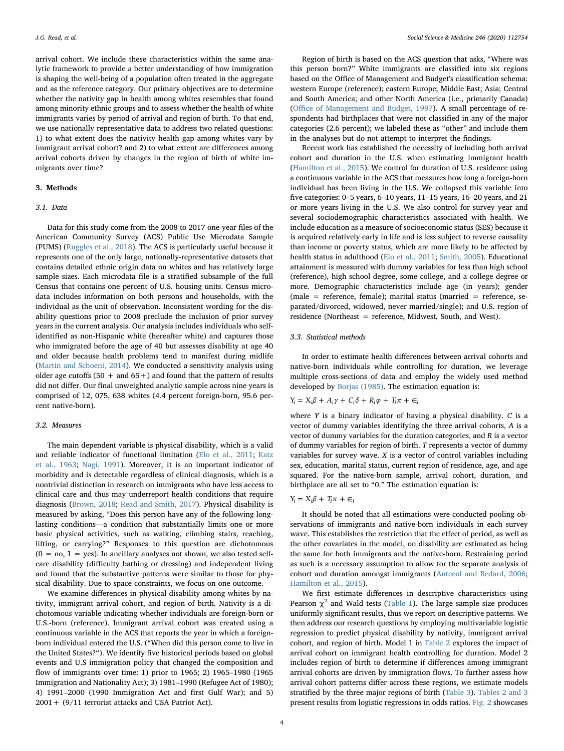arrival cohort. We include these characteristics within the same analytic framework to provide a better understanding of how immigration is shaping the well-being of a population often treated in the aggregate and as the reference category. Our primary objectives are to determine whether the nativity gap in health among whites resembles that found among minority ethnic groups and to assess whether the health of white immigrants varies by period of arrival and region of birth. To that end, we use nationally representative data to address two related questions: 1) to what extent does the nativity health gap among whites vary by immigrant arrival cohort? and 2) to what extent are differences among arrival cohorts driven by changes in the region of birth of white immigrants over time?

## 3. Methods

### 3.1. Data

Data for this study come from the 2008 to 2017 one-year files of the American Community Survey (ACS) Public Use Microdata Sample (PUMS) (Ruggles et al., 2018). The ACS is particularly useful because it represents one of the only large, nationally-representative datasets that contains detailed ethnic origin data on whites and has relatively large sample sizes. Each microdata file is a stratified subsample of the full Census that contains one percent of U.S. housing units. Census microdata includes information on both persons and households, with the individual as the unit of observation. Inconsistent wording for the disability questions prior to 2008 preclude the inclusion of prior survey years in the current analysis. Our analysis includes individuals who self-identified as non-Hispanic white (hereafter white) and captures those who immigrated before the age of 40 but assesses disability at age 40 and older because health problems tend to manifest during midlife (Martin and Schoeni, 2014). We conducted a sensitivity analysis using older age cutoffs (50 + and 65+) and found that the pattern of results did not differ. Our final unweighted analytic sample across nine years is comprised of 12, 075, 638 whites (4.4 percent foreign-born, 95.6 percent native-born).

### 3.2. Measures

The main dependent variable is physical disability, which is a valid and reliable indicator of functional limitation (Elo et al., 2011; Katz et al., 1963; Nagi, 1991). Moreover, it is an important indicator of morbidity and is detectable regardless of clinical diagnosis, which is a nontrivial distinction in research on immigrants who have less access to clinical care and thus may underreport health conditions that require diagnosis (Brown, 2018; Read and Smith, 2017). Physical disability is measured by asking, "Does this person have any of the following long-lasting conditions—a condition that substantially limits one or more basic physical activities, such as walking, climbing stairs, reaching, lifting, or carrying?" Responses to this question are dichotomous (0 = no, 1 = yes). In ancillary analyses not shown, we also tested self-care disability (difficulty bathing or dressing) and independent living and found that the substantive patterns were similar to those for physical disability. Due to space constraints, we focus on one outcome.

We examine differences in physical disability among whites by nativity, immigrant arrival cohort, and region of birth. Nativity is a dichotomous variable indicating whether individuals are foreign-born or U.S.-born (reference). Immigrant arrival cohort was created using a continuous variable in the ACS that reports the year in which a foreign-born individual entered the U.S. ("When did this person come to live in the United States?"). We identify five historical periods based on global events and U.S immigration policy that changed the composition and flow of immigrants over time: 1) prior to 1965; 2) 1965–1980 (1965 Immigration and Nationality Act); 3) 1981–1990 (Refugee Act of 1980); 4) 1991–2000 (1990 Immigration Act and first Gulf War); and 5) 2001+ (9/11 terrorist attacks and USA Patriot Act).

Region of birth is based on the ACS question that asks, "Where was this person born?" White immigrants are classified into six regions based on the Office of Management and Budget's classification schema: western Europe (reference); eastern Europe; Middle East; Asia; Central and South America; and other North America (i.e., primarily Canada) (Office of Management and Budget, 1997). A small percentage of respondents had birthplaces that were not classified in any of the major categories (2.6 percent); we labeled these as "other" and include them in the analyses but do not attempt to interpret the findings.

Recent work has established the necessity of including both arrival cohort and duration in the U.S. when estimating immigrant health (Hamilton et al., 2015). We control for duration of U.S. residence using a continuous variable in the ACS that measures how long a foreign-born individual has been living in the U.S. We collapsed this variable into five categories: 0–5 years, 6–10 years, 11–15 years, 16–20 years, and 21 or more years living in the U.S. We also control for survey year and several sociodemographic characteristics associated with health. We include education as a measure of socioeconomic status (SES) because it is acquired relatively early in life and is less subject to reverse causality than income or poverty status, which are more likely to be affected by health status in adulthood (Elo et al., 2011; Smith, 2005). Educational attainment is measured with dummy variables for less than high school (reference), high school degree, some college, and a college degree or more. Demographic characteristics include age (in years); gender (male = reference, female); marital status (married = reference, separated/divorced, widowed, never married/single); and U.S. region of residence (Northeast = reference, Midwest, South, and West).

### 3.3. Statistical methods

In order to estimate health differences between arrival cohorts and native-born individuals while controlling for duration, we leverage multiple cross-sections of data and employ the widely used method developed by Borjas (1985). The estimation equation is:

$$Y_i = X_i\beta + A_i\gamma + C_i\delta + R_i\varphi + T_i\pi + \epsilon_i$$

where $Y$ is a binary indicator of having a physical disability. $C$ is a vector of dummy variables identifying the three arrival cohorts, $A$ is a vector of dummy variables for the duration categories, and $R$ is a vector of dummy variables for region of birth. $T$ represents a vector of dummy variables for survey wave. $X$ is a vector of control variables including sex, education, marital status, current region of residence, age, and age squared. For the native-born sample, arrival cohort, duration, and birthplace are all set to "0." The estimation equation is:

$$Y_i = X_i\beta + T_i\pi + \epsilon_i$$

It should be noted that all estimations were conducted pooling observations of immigrants and native-born individuals in each survey wave. This establishes the restriction that the effect of period, as well as the other covariates in the model, on disability are estimated as being the same for both immigrants and the native-born. Restraining period as such is a necessary assumption to allow for the separate analysis of cohort and duration amongst immigrants (Antecol and Bedard, 2006; Hamilton et al., 2015).

We first estimate differences in descriptive characteristics using Pearson $\chi^2$ and Wald tests (Table 1). The large sample size produces uniformly significant results, thus we report on descriptive patterns. We then address our research questions by employing multivariable logistic regression to predict physical disability by nativity, immigrant arrival cohort, and region of birth. Model 1 in Table 2 explores the impact of arrival cohort on immigrant health controlling for duration. Model 2 includes region of birth to determine if differences among immigrant arrival cohorts are driven by immigration flows. To further assess how arrival cohort patterns differ across these regions, we estimate models stratified by the three major regions of birth (Table 3). Tables 2 and 3 present results from logistic regressions in odds ratios. Fig. 2 showcases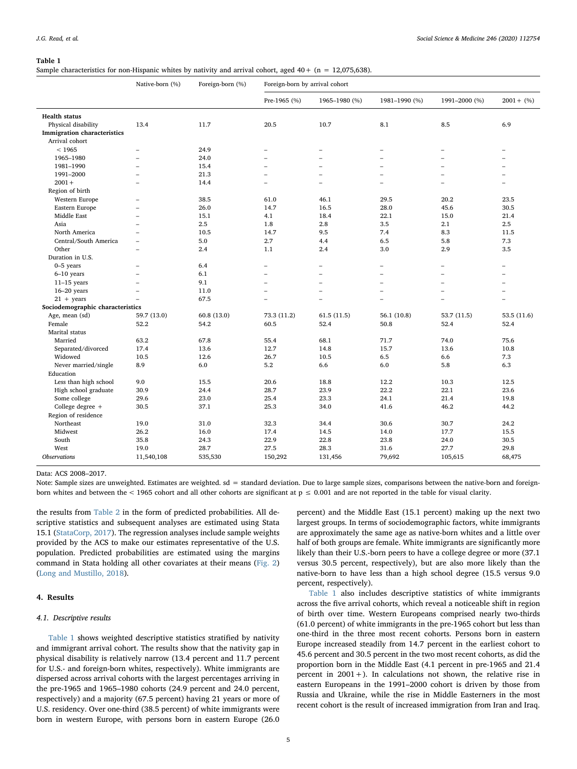**Table 1**
Sample characteristics for non-Hispanic whites by nativity and arrival cohort, aged 40+ (n = 12,075,638).

| | Native-born (%) | Foreign-born (%) | Foreign-born by arrival cohort | | | | |
|---|---|---|---|---|---|---|---|
| | | | Pre-1965 (%) | 1965–1980 (%) | 1981–1990 (%) | 1991–2000 (%) | 2001+ (%) |
| **Health status** | | | | | | | |
| Physical disability | 13.4 | 11.7 | 20.5 | 10.7 | 8.1 | 8.5 | 6.9 |
| **Immigration characteristics** | | | | | | | |
| Arrival cohort | | | | | | | |
| < 1965 | – | 24.9 | – | – | – | – | – |
| 1965–1980 | – | 24.0 | – | – | – | – | – |
| 1981–1990 | – | 15.4 | – | – | – | – | – |
| 1991–2000 | – | 21.3 | – | – | – | – | – |
| 2001+ | – | 14.4 | – | – | – | – | – |
| Region of birth | | | | | | | |
| Western Europe | – | 38.5 | 61.0 | 46.1 | 29.5 | 20.2 | 23.5 |
| Eastern Europe | – | 26.0 | 14.7 | 16.5 | 28.0 | 45.6 | 30.5 |
| Middle East | – | 15.1 | 4.1 | 18.4 | 22.1 | 15.0 | 21.4 |
| Asia | – | 2.5 | 1.8 | 2.8 | 3.5 | 2.1 | 2.5 |
| North America | – | 10.5 | 14.7 | 9.5 | 7.4 | 8.3 | 11.5 |
| Central/South America | – | 5.0 | 2.7 | 4.4 | 6.5 | 5.8 | 7.3 |
| Other | – | 2.4 | 1.1 | 2.4 | 3.0 | 2.9 | 3.5 |
| Duration in U.S. | | | | | | | |
| 0–5 years | – | 6.4 | – | – | – | – | – |
| 6–10 years | – | 6.1 | – | – | – | – | – |
| 11–15 years | – | 9.1 | – | – | – | – | – |
| 16–20 years | – | 11.0 | – | – | – | – | – |
| 21 + years | – | 67.5 | – | – | – | – | – |
| **Sociodemographic characteristics** | | | | | | | |
| Age, mean (sd) | 59.7 (13.0) | 60.8 (13.0) | 73.3 (11.2) | 61.5 (11.5) | 56.1 (10.8) | 53.7 (11.5) | 53.5 (11.6) |
| Female | 52.2 | 54.2 | 60.5 | 52.4 | 50.8 | 52.4 | 52.4 |
| Marital status | | | | | | | |
| Married | 63.2 | 67.8 | 55.4 | 68.1 | 71.7 | 74.0 | 75.6 |
| Separated/divorced | 17.4 | 13.6 | 12.7 | 14.8 | 15.7 | 13.6 | 10.8 |
| Widowed | 10.5 | 12.6 | 26.7 | 10.5 | 6.5 | 6.6 | 7.3 |
| Never married/single | 8.9 | 6.0 | 5.2 | 6.6 | 6.0 | 5.8 | 6.3 |
| Education | | | | | | | |
| Less than high school | 9.0 | 15.5 | 20.6 | 18.8 | 12.2 | 10.3 | 12.5 |
| High school graduate | 30.9 | 24.4 | 28.7 | 23.9 | 22.2 | 22.1 | 23.6 |
| Some college | 29.6 | 23.0 | 25.4 | 23.3 | 24.1 | 21.4 | 19.8 |
| College degree + | 30.5 | 37.1 | 25.3 | 34.0 | 41.6 | 46.2 | 44.2 |
| Region of residence | | | | | | | |
| Northeast | 19.0 | 31.0 | 32.3 | 34.4 | 30.6 | 30.7 | 24.2 |
| Midwest | 26.2 | 16.0 | 17.4 | 14.5 | 14.0 | 17.7 | 15.5 |
| South | 35.8 | 24.3 | 22.9 | 22.8 | 23.8 | 24.0 | 30.5 |
| West | 19.0 | 28.7 | 27.5 | 28.3 | 31.6 | 27.7 | 29.8 |
| *Observations* | 11,540,108 | 535,530 | 150,292 | 131,456 | 79,692 | 105,615 | 68,475 |

Data: ACS 2008–2017.
Note: Sample sizes are unweighted. Estimates are weighted. sd = standard deviation. Due to large sample sizes, comparisons between the native-born and foreign-born whites and between the < 1965 cohort and all other cohorts are significant at $p \leq 0.001$ and are not reported in the table for visual clarity.

the results from Table 2 in the form of predicted probabilities. All descriptive statistics and subsequent analyses are estimated using Stata 15.1 (StataCorp, 2017). The regression analyses include sample weights provided by the ACS to make our estimates representative of the U.S. population. Predicted probabilities are estimated using the margins command in Stata holding all other covariates at their means (Fig. 2) (Long and Mustillo, 2018).

## 4. Results

### 4.1. Descriptive results

Table 1 shows weighted descriptive statistics stratified by nativity and immigrant arrival cohort. The results show that the nativity gap in physical disability is relatively narrow (13.4 percent and 11.7 percent for U.S.- and foreign-born whites, respectively). White immigrants are dispersed across arrival cohorts with the largest percentages arriving in the pre-1965 and 1965–1980 cohorts (24.9 percent and 24.0 percent, respectively) and a majority (67.5 percent) having 21 years or more of U.S. residency. Over one-third (38.5 percent) of white immigrants were born in western Europe, with persons born in eastern Europe (26.0 percent) and the Middle East (15.1 percent) making up the next two largest groups. In terms of sociodemographic factors, white immigrants are approximately the same age as native-born whites and a little over half of both groups are female. White immigrants are significantly more likely than their U.S.-born peers to have a college degree or more (37.1 versus 30.5 percent, respectively), but are also more likely than the native-born to have less than a high school degree (15.5 versus 9.0 percent, respectively).

Table 1 also includes descriptive statistics of white immigrants across the five arrival cohorts, which reveal a noticeable shift in region of birth over time. Western Europeans comprised nearly two-thirds (61.0 percent) of white immigrants in the pre-1965 cohort but less than one-third in the three most recent cohorts. Persons born in eastern Europe increased steadily from 14.7 percent in the earliest cohort to 45.6 percent and 30.5 percent in the two most recent cohorts, as did the proportion born in the Middle East (4.1 percent in pre-1965 and 21.4 percent in 2001+). In calculations not shown, the relative rise in eastern Europeans in the 1991–2000 cohort is driven by those from Russia and Ukraine, while the rise in Middle Easterners in the most recent cohort is the result of increased immigration from Iran and Iraq.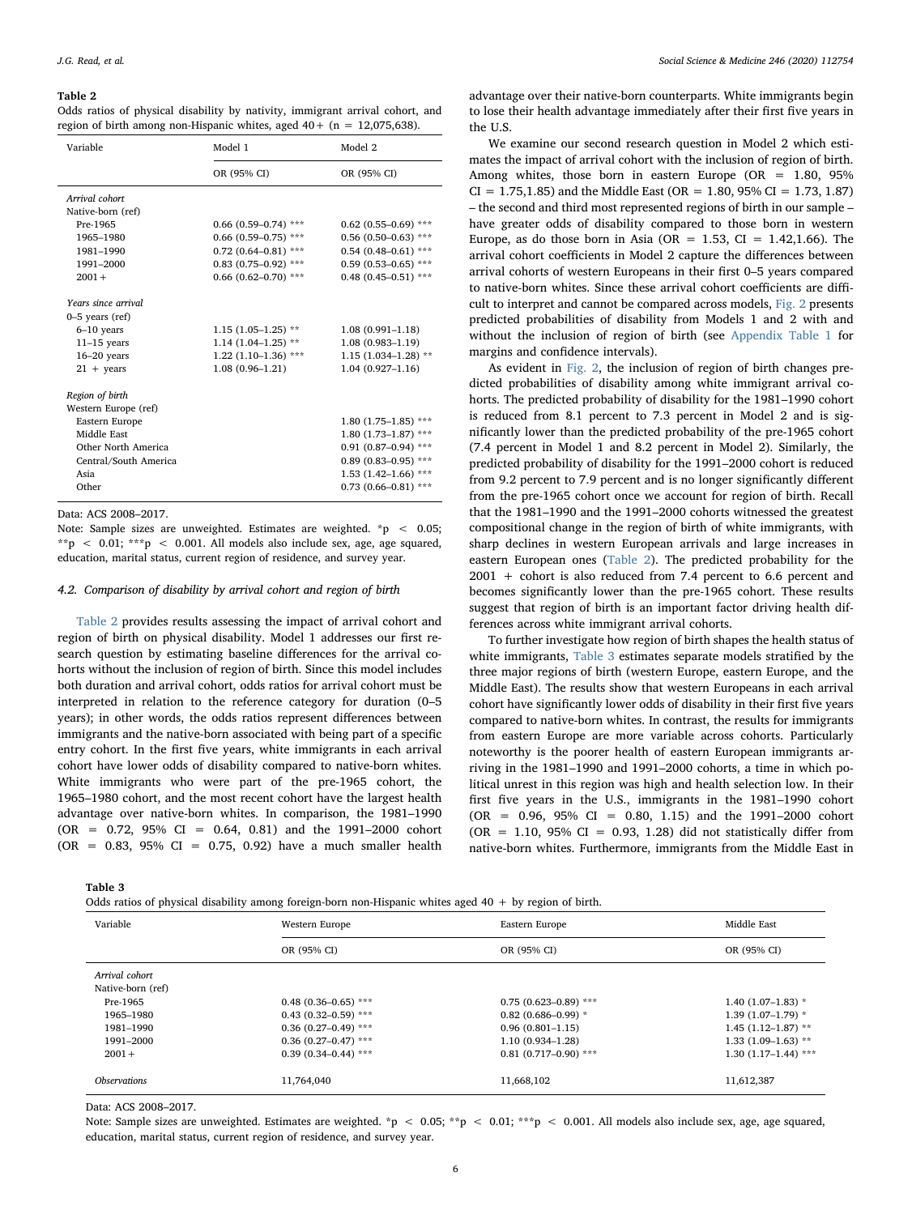**Table 2**
Odds ratios of physical disability by nativity, immigrant arrival cohort, and region of birth among non-Hispanic whites, aged 40+ (n = 12,075,638).

| Variable | Model 1 | Model 2 |
|---|---|---|
| | OR (95% CI) | OR (95% CI) |
| *Arrival cohort* | | |
| Native-born (ref) | | |
| Pre-1965 | 0.66 (0.59–0.74) *** | 0.62 (0.55–0.69) *** |
| 1965–1980 | 0.66 (0.59–0.75) *** | 0.56 (0.50–0.63) *** |
| 1981–1990 | 0.72 (0.64–0.81) *** | 0.54 (0.48–0.61) *** |
| 1991–2000 | 0.83 (0.75–0.92) *** | 0.59 (0.53–0.65) *** |
| 2001 + | 0.66 (0.62–0.70) *** | 0.48 (0.45–0.51) *** |
| *Years since arrival* | | |
| 0–5 years (ref) | | |
| 6–10 years | 1.15 (1.05–1.25) ** | 1.08 (0.991–1.18) |
| 11–15 years | 1.14 (1.04–1.25) ** | 1.08 (0.983–1.19) |
| 16–20 years | 1.22 (1.10–1.36) *** | 1.15 (1.034–1.28) ** |
| 21 + years | 1.08 (0.96–1.21) | 1.04 (0.927–1.16) |
| *Region of birth* | | |
| Western Europe (ref) | | |
| Eastern Europe | | 1.80 (1.75–1.85) *** |
| Middle East | | 1.80 (1.73–1.87) *** |
| Other North America | | 0.91 (0.87–0.94) *** |
| Central/South America | | 0.89 (0.83–0.95) *** |
| Asia | | 1.53 (1.42–1.66) *** |
| Other | | 0.73 (0.66–0.81) *** |

Data: ACS 2008–2017.
Note: Sample sizes are unweighted. Estimates are weighted. *p < 0.05; **p < 0.01; ***p < 0.001. All models also include sex, age, age squared, education, marital status, current region of residence, and survey year.

### 4.2. Comparison of disability by arrival cohort and region of birth

Table 2 provides results assessing the impact of arrival cohort and region of birth on physical disability. Model 1 addresses our first research question by estimating baseline differences for the arrival cohorts without the inclusion of region of birth. Since this model includes both duration and arrival cohort, odds ratios for arrival cohort must be interpreted in relation to the reference category for duration (0–5 years); in other words, the odds ratios represent differences between immigrants and the native-born associated with being part of a specific entry cohort. In the first five years, white immigrants in each arrival cohort have lower odds of disability compared to native-born whites. White immigrants who were part of the pre-1965 cohort, the 1965–1980 cohort, and the most recent cohort have the largest health advantage over native-born whites. In comparison, the 1981–1990 (OR = 0.72, 95% CI = 0.64, 0.81) and the 1991–2000 cohort (OR = 0.83, 95% CI = 0.75, 0.92) have a much smaller health advantage over their native-born counterparts. White immigrants begin to lose their health advantage immediately after their first five years in the U.S.

We examine our second research question in Model 2 which estimates the impact of arrival cohort with the inclusion of region of birth. Among whites, those born in eastern Europe (OR = 1.80, 95% CI = 1.75,1.85) and the Middle East (OR = 1.80, 95% CI = 1.73, 1.87) – the second and third most represented regions of birth in our sample – have greater odds of disability compared to those born in western Europe, as do those born in Asia (OR = 1.53, CI = 1.42,1.66). The arrival cohort coefficients in Model 2 capture the differences between arrival cohorts of western Europeans in their first 0–5 years compared to native-born whites. Since these arrival cohort coefficients are difficult to interpret and cannot be compared across models, Fig. 2 presents predicted probabilities of disability from Models 1 and 2 with and without the inclusion of region of birth (see Appendix Table 1 for margins and confidence intervals).

As evident in Fig. 2, the inclusion of region of birth changes predicted probabilities of disability among white immigrant arrival cohorts. The predicted probability of disability for the 1981–1990 cohort is reduced from 8.1 percent to 7.3 percent in Model 2 and is significantly lower than the predicted probability of the pre-1965 cohort (7.4 percent in Model 1 and 8.2 percent in Model 2). Similarly, the predicted probability of disability for the 1991–2000 cohort is reduced from 9.2 percent to 7.9 percent and is no longer significantly different from the pre-1965 cohort once we account for region of birth. Recall that the 1981–1990 and the 1991–2000 cohorts witnessed the greatest compositional change in the region of birth of white immigrants, with sharp declines in western European arrivals and large increases in eastern European ones (Table 2). The predicted probability for the 2001 + cohort is also reduced from 7.4 percent to 6.6 percent and becomes significantly lower than the pre-1965 cohort. These results suggest that region of birth is an important factor driving health differences across white immigrant arrival cohorts.

To further investigate how region of birth shapes the health status of white immigrants, Table 3 estimates separate models stratified by the three major regions of birth (western Europe, eastern Europe, and the Middle East). The results show that western Europeans in each arrival cohort have significantly lower odds of disability in their first five years compared to native-born whites. In contrast, the results for immigrants from eastern Europe are more variable across cohorts. Particularly noteworthy is the poorer health of eastern European immigrants arriving in the 1981–1990 and 1991–2000 cohorts, a time in which political unrest in this region was high and health selection low. In their first five years in the U.S., immigrants in the 1981–1990 cohort (OR = 0.96, 95% CI = 0.80, 1.15) and the 1991–2000 cohort (OR = 1.10, 95% CI = 0.93, 1.28) did not statistically differ from native-born whites. Furthermore, immigrants from the Middle East in

**Table 3**
Odds ratios of physical disability among foreign-born non-Hispanic whites aged 40 + by region of birth.

| Variable | Western Europe | Eastern Europe | Middle East |
|---|---|---|---|
| | OR (95% CI) | OR (95% CI) | OR (95% CI) |
| *Arrival cohort* | | | |
| Native-born (ref) | | | |
| Pre-1965 | 0.48 (0.36–0.65) *** | 0.75 (0.623–0.89) *** | 1.40 (1.07–1.83) * |
| 1965–1980 | 0.43 (0.32–0.59) *** | 0.82 (0.686–0.99) * | 1.39 (1.07–1.79) * |
| 1981–1990 | 0.36 (0.27–0.49) *** | 0.96 (0.801–1.15) | 1.45 (1.12–1.87) ** |
| 1991–2000 | 0.36 (0.27–0.47) *** | 1.10 (0.934–1.28) | 1.33 (1.09–1.63) ** |
| 2001+ | 0.39 (0.34–0.44) *** | 0.81 (0.717–0.90) *** | 1.30 (1.17–1.44) *** |
| *Observations* | 11,764,040 | 11,668,102 | 11,612,387 |

Data: ACS 2008–2017.
Note: Sample sizes are unweighted. Estimates are weighted. *p < 0.05; **p < 0.01; ***p < 0.001. All models also include sex, age, age squared, education, marital status, current region of residence, and survey year.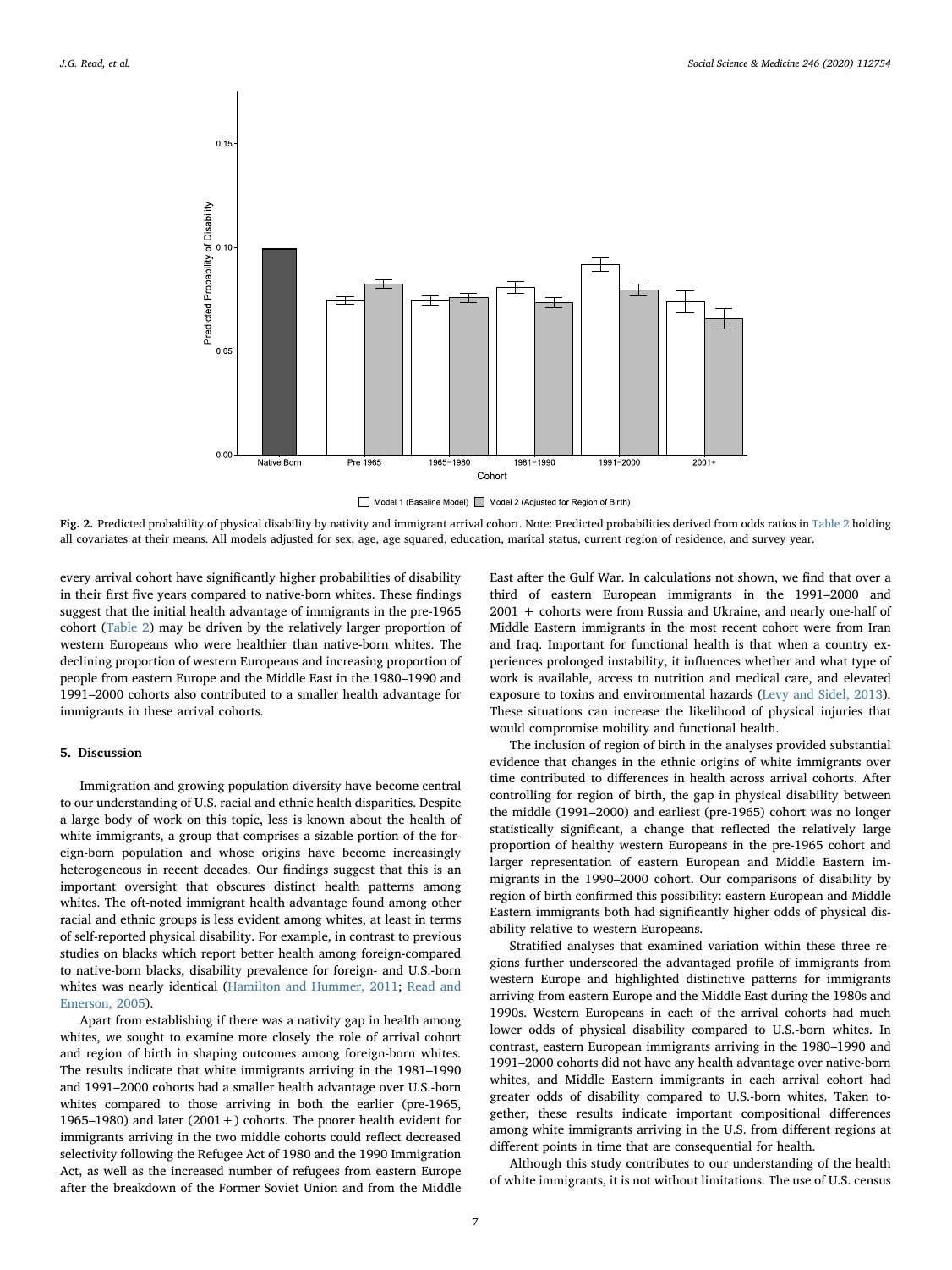Fig. 2. Predicted probability of physical disability by nativity and immigrant arrival cohort. Note: Predicted probabilities derived from odds ratios in Table 2 holding all covariates at their means. All models adjusted for sex, age, age squared, education, marital status, current region of residence, and survey year.

every arrival cohort have significantly higher probabilities of disability in their first five years compared to native-born whites. These findings suggest that the initial health advantage of immigrants in the pre-1965 cohort (Table 2) may be driven by the relatively larger proportion of western Europeans who were healthier than native-born whites. The declining proportion of western Europeans and increasing proportion of people from eastern Europe and the Middle East in the 1980–1990 and 1991–2000 cohorts also contributed to a smaller health advantage for immigrants in these arrival cohorts.

## 5. Discussion

Immigration and growing population diversity have become central to our understanding of U.S. racial and ethnic health disparities. Despite a large body of work on this topic, less is known about the health of white immigrants, a group that comprises a sizable portion of the foreign-born population and whose origins have become increasingly heterogeneous in recent decades. Our findings suggest that this is an important oversight that obscures distinct health patterns among whites. The oft-noted immigrant health advantage found among other racial and ethnic groups is less evident among whites, at least in terms of self-reported physical disability. For example, in contrast to previous studies on blacks which report better health among foreign-compared to native-born blacks, disability prevalence for foreign- and U.S.-born whites was nearly identical (Hamilton and Hummer, 2011; Read and Emerson, 2005).

Apart from establishing if there was a nativity gap in health among whites, we sought to examine more closely the role of arrival cohort and region of birth in shaping outcomes among foreign-born whites. The results indicate that white immigrants arriving in the 1981–1990 and 1991–2000 cohorts had a smaller health advantage over U.S.-born whites compared to those arriving in both the earlier (pre-1965, 1965–1980) and later (2001+) cohorts. The poorer health evident for immigrants arriving in the two middle cohorts could reflect decreased selectivity following the Refugee Act of 1980 and the 1990 Immigration Act, as well as the increased number of refugees from eastern Europe after the breakdown of the Former Soviet Union and from the Middle East after the Gulf War. In calculations not shown, we find that over a third of eastern European immigrants in the 1991–2000 and 2001 + cohorts were from Russia and Ukraine, and nearly one-half of Middle Eastern immigrants in the most recent cohort were from Iran and Iraq. Important for functional health is that when a country experiences prolonged instability, it influences whether and what type of work is available, access to nutrition and medical care, and elevated exposure to toxins and environmental hazards (Levy and Sidel, 2013). These situations can increase the likelihood of physical injuries that would compromise mobility and functional health.

The inclusion of region of birth in the analyses provided substantial evidence that changes in the ethnic origins of white immigrants over time contributed to differences in health across arrival cohorts. After controlling for region of birth, the gap in physical disability between the middle (1991–2000) and earliest (pre-1965) cohort was no longer statistically significant, a change that reflected the relatively large proportion of healthy western Europeans in the pre-1965 cohort and larger representation of eastern European and Middle Eastern immigrants in the 1990–2000 cohort. Our comparisons of disability by region of birth confirmed this possibility: eastern European and Middle Eastern immigrants both had significantly higher odds of physical disability relative to western Europeans.

Stratified analyses that examined variation within these three regions further underscored the advantaged profile of immigrants from western Europe and highlighted distinctive patterns for immigrants arriving from eastern Europe and the Middle East during the 1980s and 1990s. Western Europeans in each of the arrival cohorts had much lower odds of physical disability compared to U.S.-born whites. In contrast, eastern European immigrants arriving in the 1980–1990 and 1991–2000 cohorts did not have any health advantage over native-born whites, and Middle Eastern immigrants in each arrival cohort had greater odds of disability compared to U.S.-born whites. Taken together, these results indicate important compositional differences among white immigrants arriving in the U.S. from different regions at different points in time that are consequential for health.

Although this study contributes to our understanding of the health of white immigrants, it is not without limitations. The use of U.S. census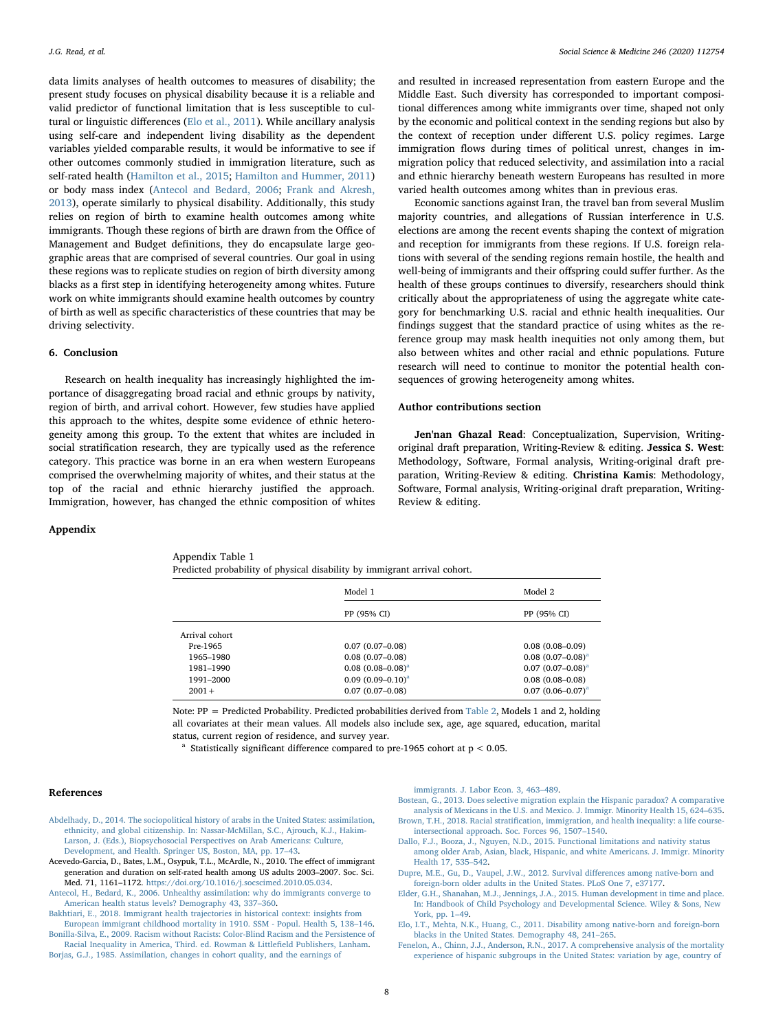data limits analyses of health outcomes to measures of disability; the present study focuses on physical disability because it is a reliable and valid predictor of functional limitation that is less susceptible to cultural or linguistic differences (Elo et al., 2011). While ancillary analysis using self-care and independent living disability as the dependent variables yielded comparable results, it would be informative to see if other outcomes commonly studied in immigration literature, such as self-rated health (Hamilton et al., 2015; Hamilton and Hummer, 2011) or body mass index (Antecol and Bedard, 2006; Frank and Akresh, 2013), operate similarly to physical disability. Additionally, this study relies on region of birth to examine health outcomes among white immigrants. Though these regions of birth are drawn from the Office of Management and Budget definitions, they do encapsulate large geographic areas that are comprised of several countries. Our goal in using these regions was to replicate studies on region of birth diversity among blacks as a first step in identifying heterogeneity among whites. Future work on white immigrants should examine health outcomes by country of birth as well as specific characteristics of these countries that may be driving selectivity.

## 6. Conclusion

Research on health inequality has increasingly highlighted the importance of disaggregating broad racial and ethnic groups by nativity, region of birth, and arrival cohort. However, few studies have applied this approach to the whites, despite some evidence of ethnic heterogeneity among this group. To the extent that whites are included in social stratification research, they are typically used as the reference category. This practice was borne in an era when western Europeans comprised the overwhelming majority of whites, and their status at the top of the racial and ethnic hierarchy justified the approach. Immigration, however, has changed the ethnic composition of whites and resulted in increased representation from eastern Europe and the Middle East. Such diversity has corresponded to important compositional differences among white immigrants over time, shaped not only by the economic and political context in the sending regions but also by the context of reception under different U.S. policy regimes. Large immigration flows during times of political unrest, changes in immigration policy that reduced selectivity, and assimilation into a racial and ethnic hierarchy beneath western Europeans has resulted in more varied health outcomes among whites than in previous eras.

Economic sanctions against Iran, the travel ban from several Muslim majority countries, and allegations of Russian interference in U.S. elections are among the recent events shaping the context of migration and reception for immigrants from these regions. If U.S. foreign relations with several of the sending regions remain hostile, the health and well-being of immigrants and their offspring could suffer further. As the health of these groups continues to diversify, researchers should think critically about the appropriateness of using the aggregate white category for benchmarking U.S. racial and ethnic health inequalities. Our findings suggest that the standard practice of using whites as the reference group may mask health inequities not only among them, but also between whites and other racial and ethnic populations. Future research will need to continue to monitor the potential health consequences of growing heterogeneity among whites.

## Author contributions section

**Jen'nan Ghazal Read**: Conceptualization, Supervision, Writing-original draft preparation, Writing-Review & editing. **Jessica S. West**: Methodology, Software, Formal analysis, Writing-original draft preparation, Writing-Review & editing. **Christina Kamis**: Methodology, Software, Formal analysis, Writing-original draft preparation, Writing-Review & editing.

## Appendix

Appendix Table 1
Predicted probability of physical disability by immigrant arrival cohort.

| | Model 1 | Model 2 |
|---|---|---|
| | PP (95% CI) | PP (95% CI) |
| Arrival cohort | | |
| Pre-1965 | 0.07 (0.07–0.08) | 0.08 (0.08–0.09) |
| 1965–1980 | 0.08 (0.07–0.08) | 0.08 (0.07–0.08)[a] |
| 1981–1990 | 0.08 (0.08–0.08)[a] | 0.07 (0.07–0.08)[a] |
| 1991–2000 | 0.09 (0.09–0.10)[a] | 0.08 (0.08–0.08) |
| 2001+ | 0.07 (0.07–0.08) | 0.07 (0.06–0.07)[a] |

Note: PP = Predicted Probability. Predicted probabilities derived from Table 2, Models 1 and 2, holding all covariates at their mean values. All models also include sex, age, age squared, education, marital status, current region of residence, and survey year.

[a] Statistically significant difference compared to pre-1965 cohort at $p < 0.05$.

## References

Abdelhady, D., 2014. The sociopolitical history of arabs in the United States: assimilation, ethnicity, and global citizenship. In: Nassar-McMillan, S.C., Ajrouch, K.J., Hakim-Larson, J. (Eds.), Biopsychosocial Perspectives on Arab Americans: Culture, Development, and Health. Springer US, Boston, MA, pp. 17–43.

Acevedo-Garcia, D., Bates, L.M., Osypuk, T.L., McArdle, N., 2010. The effect of immigrant generation and duration on self-rated health among US adults 2003–2007. Soc. Sci. Med. 71, 1161–1172. https://doi.org/10.1016/j.socscimed.2010.05.034.

Antecol, H., Bedard, K., 2006. Unhealthy assimilation: why do immigrants converge to American health status levels? Demography 43, 337–360.

Bakhtiari, E., 2018. Immigrant health trajectories in historical context: insights from European immigrant childhood mortality in 1910. SSM - Popul. Health 5, 138–146.

Bonilla-Silva, E., 2009. Racism without Racists: Color-Blind Racism and the Persistence of Racial Inequality in America, Third. ed. Rowman & Littlefield Publishers, Lanham.

Borjas, G.J., 1985. Assimilation, changes in cohort quality, and the earnings of immigrants. J. Labor Econ. 3, 463–489.

Bostean, G., 2013. Does selective migration explain the Hispanic paradox? A comparative analysis of Mexicans in the U.S. and Mexico. J. Immigr. Minority Health 15, 624–635.

Brown, T.H., 2018. Racial stratification, immigration, and health inequality: a life course-intersectional approach. Soc. Forces 96, 1507–1540.

Dallo, F.J., Booza, J., Nguyen, N.D., 2015. Functional limitations and nativity status among older Arab, Asian, black, Hispanic, and white Americans. J. Immigr. Minority Health 17, 535–542.

Dupre, M.E., Gu, D., Vaupel, J.W., 2012. Survival differences among native-born and foreign-born older adults in the United States. PLoS One 7, e37177.

Elder, G.H., Shanahan, M.J., Jennings, J.A., 2015. Human development in time and place. In: Handbook of Child Psychology and Developmental Science. Wiley & Sons, New York, pp. 1–49.

Elo, I.T., Mehta, N.K., Huang, C., 2011. Disability among native-born and foreign-born blacks in the United States. Demography 48, 241–265.

Fenelon, A., Chinn, J.J., Anderson, R.N., 2017. A comprehensive analysis of the mortality experience of hispanic subgroups in the United States: variation by age, country of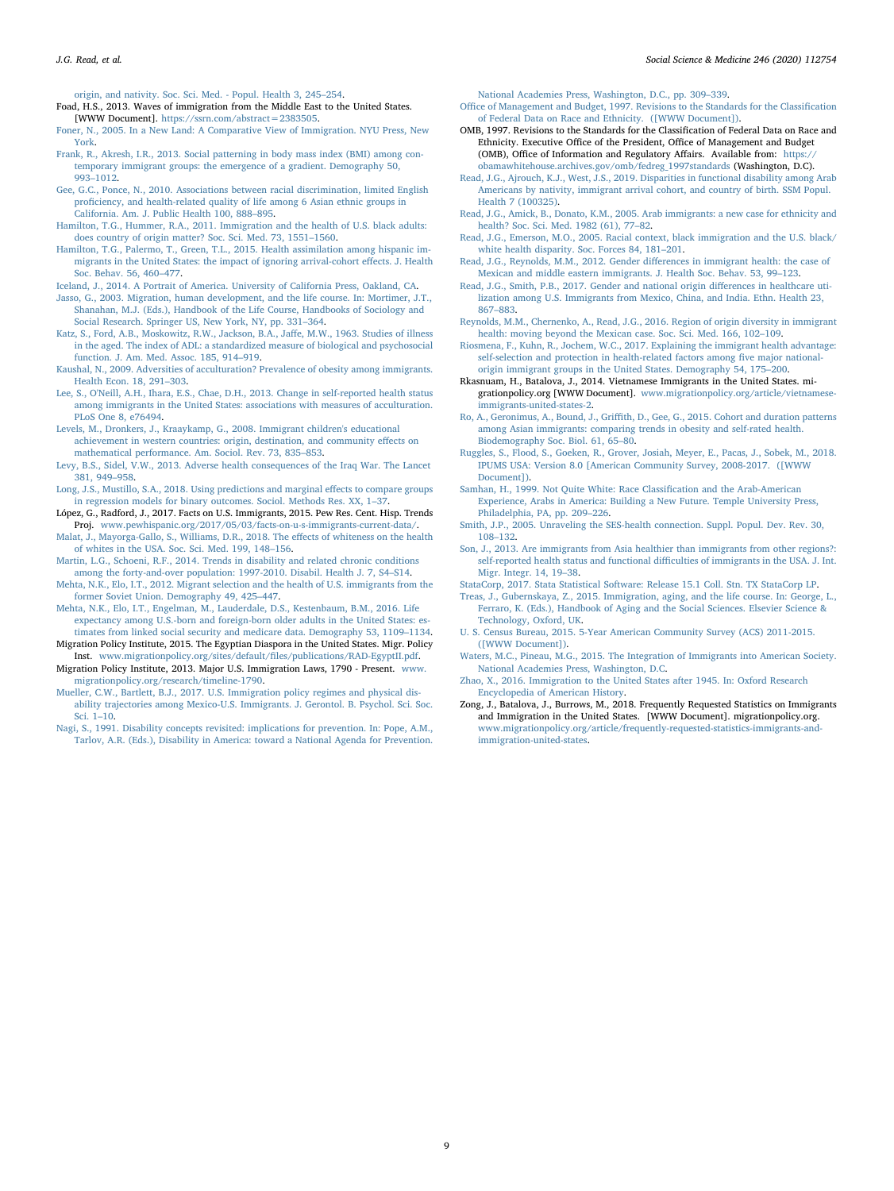origin, and nativity. Soc. Sci. Med. - Popul. Health 3, 245–254.

Foad, H.S., 2013. Waves of immigration from the Middle East to the United States. [WWW Document]. https://ssrn.com/abstract=2383505.

Foner, N., 2005. In a New Land: A Comparative View of Immigration. NYU Press, New York.

Frank, R., Akresh, I.R., 2013. Social patterning in body mass index (BMI) among contemporary immigrant groups: the emergence of a gradient. Demography 50, 993–1012.

Gee, G.C., Ponce, N., 2010. Associations between racial discrimination, limited English proficiency, and health-related quality of life among 6 Asian ethnic groups in California. Am. J. Public Health 100, 888–895.

Hamilton, T.G., Hummer, R.A., 2011. Immigration and the health of U.S. black adults: does country of origin matter? Soc. Sci. Med. 73, 1551–1560.

Hamilton, T.G., Palermo, T., Green, T.L., 2015. Health assimilation among hispanic immigrants in the United States: the impact of ignoring arrival-cohort effects. J. Health Soc. Behav. 56, 460–477.

Iceland, J., 2014. A Portrait of America. University of California Press, Oakland, CA.

Jasso, G., 2003. Migration, human development, and the life course. In: Mortimer, J.T., Shanahan, M.J. (Eds.), Handbook of the Life Course, Handbooks of Sociology and Social Research. Springer US, New York, NY, pp. 331–364.

Katz, S., Ford, A.B., Moskowitz, R.W., Jackson, B.A., Jaffe, M.W., 1963. Studies of illness in the aged. The index of ADL: a standardized measure of biological and psychosocial function. J. Am. Med. Assoc. 185, 914–919.

Kaushal, N., 2009. Adversities of acculturation? Prevalence of obesity among immigrants. Health Econ. 18, 291–303.

Lee, S., O'Neill, A.H., Ihara, E.S., Chae, D.H., 2013. Change in self-reported health status among immigrants in the United States: associations with measures of acculturation. PLoS One 8, e76494.

Levels, M., Dronkers, J., Kraaykamp, G., 2008. Immigrant children's educational achievement in western countries: origin, destination, and community effects on mathematical performance. Am. Sociol. Rev. 73, 835–853.

Levy, B.S., Sidel, V.W., 2013. Adverse health consequences of the Iraq War. The Lancet 381, 949–958.

Long, J.S., Mustillo, S.A., 2018. Using predictions and marginal effects to compare groups in regression models for binary outcomes. Sociol. Methods Res. XX, 1–37.

López, G., Radford, J., 2017. Facts on U.S. Immigrants, 2015. Pew Res. Cent. Hisp. Trends Proj. www.pewhispanic.org/2017/05/03/facts-on-u-s-immigrants-current-data/.

Malat, J., Mayorga-Gallo, S., Williams, D.R., 2018. The effects of whiteness on the health of whites in the USA. Soc. Sci. Med. 199, 148–156.

Martin, L.G., Schoeni, R.F., 2014. Trends in disability and related chronic conditions among the forty-and-over population: 1997-2010. Disabil. Health J. 7, S4–S14.

Mehta, N.K., Elo, I.T., 2012. Migrant selection and the health of U.S. immigrants from the former Soviet Union. Demography 49, 425–447.

Mehta, N.K., Elo, I.T., Engelman, M., Lauderdale, D.S., Kestenbaum, B.M., 2016. Life expectancy among U.S.-born and foreign-born older adults in the United States: estimates from linked social security and medicare data. Demography 53, 1109–1134.

Migration Policy Institute, 2015. The Egyptian Diaspora in the United States. Migr. Policy Inst. www.migrationpolicy.org/sites/default/files/publications/RAD-EgyptII.pdf.

Migration Policy Institute, 2013. Major U.S. Immigration Laws, 1790 - Present. www.migrationpolicy.org/research/timeline-1790.

Mueller, C.W., Bartlett, B.J., 2017. U.S. Immigration policy regimes and physical disability trajectories among Mexico-U.S. Immigrants. J. Gerontol. B. Psychol. Sci. Soc. Sci. 1–10.

Nagi, S., 1991. Disability concepts revisited: implications for prevention. In: Pope, A.M., Tarlov, A.R. (Eds.), Disability in America: toward a National Agenda for Prevention. National Academies Press, Washington, D.C., pp. 309–339.

Office of Management and Budget, 1997. Revisions to the Standards for the Classification of Federal Data on Race and Ethnicity. ([WWW Document]).

OMB, 1997. Revisions to the Standards for the Classification of Federal Data on Race and Ethnicity. Executive Office of the President, Office of Management and Budget (OMB), Office of Information and Regulatory Affairs. Available from: https://obamawhitehouse.archives.gov/omb/fedreg_1997standards (Washington, D.C).

Read, J.G., Ajrouch, K.J., West, J.S., 2019. Disparities in functional disability among Arab Americans by nativity, immigrant arrival cohort, and country of birth. SSM Popul. Health 7 (100325).

Read, J.G., Amick, B., Donato, K.M., 2005. Arab immigrants: a new case for ethnicity and health? Soc. Sci. Med. 1982 (61), 77–82.

Read, J.G., Emerson, M.O., 2005. Racial context, black immigration and the U.S. black/white health disparity. Soc. Forces 84, 181–201.

Read, J.G., Reynolds, M.M., 2012. Gender differences in immigrant health: the case of Mexican and middle eastern immigrants. J. Health Soc. Behav. 53, 99–123.

Read, J.G., Smith, P.B., 2017. Gender and national origin differences in healthcare utilization among U.S. Immigrants from Mexico, China, and India. Ethn. Health 23, 867–883.

Reynolds, M.M., Chernenko, A., Read, J.G., 2016. Region of origin diversity in immigrant health: moving beyond the Mexican case. Soc. Sci. Med. 166, 102–109.

Riosmena, F., Kuhn, R., Jochem, W.C., 2017. Explaining the immigrant health advantage: self-selection and protection in health-related factors among five major national-origin immigrant groups in the United States. Demography 54, 175–200.

Rkasnuam, H., Batalova, J., 2014. Vietnamese Immigrants in the United States. migrationpolicy.org [WWW Document]. www.migrationpolicy.org/article/vietnamese-immigrants-united-states-2.

Ro, A., Geronimus, A., Bound, J., Griffith, D., Gee, G., 2015. Cohort and duration patterns among Asian immigrants: comparing trends in obesity and self-rated health. Biodemography Soc. Biol. 61, 65–80.

Ruggles, S., Flood, S., Goeken, R., Grover, Josiah, Meyer, E., Pacas, J., Sobek, M., 2018. IPUMS USA: Version 8.0 [American Community Survey, 2008-2017. ([WWW Document]).

Samhan, H., 1999. Not Quite White: Race Classification and the Arab-American Experience, Arabs in America: Building a New Future. Temple University Press, Philadelphia, PA, pp. 209–226.

Smith, J.P., 2005. Unraveling the SES-health connection. Suppl. Popul. Dev. Rev. 30, 108–132.

Son, J., 2013. Are immigrants from Asia healthier than immigrants from other regions?: self-reported health status and functional difficulties of immigrants in the USA. J. Int. Migr. Integr. 14, 19–38.

StataCorp, 2017. Stata Statistical Software: Release 15.1 Coll. Stn. TX StataCorp LP.

Treas, J., Gubernskaya, Z., 2015. Immigration, aging, and the life course. In: George, L., Ferraro, K. (Eds.), Handbook of Aging and the Social Sciences. Elsevier Science & Technology, Oxford, UK.

U. S. Census Bureau, 2015. 5-Year American Community Survey (ACS) 2011-2015. ([WWW Document]).

Waters, M.C., Pineau, M.G., 2015. The Integration of Immigrants into American Society. National Academies Press, Washington, D.C.

Zhao, X., 2016. Immigration to the United States after 1945. In: Oxford Research Encyclopedia of American History.

Zong, J., Batalova, J., Burrows, M., 2018. Frequently Requested Statistics on Immigrants and Immigration in the United States. [WWW Document]. migrationpolicy.org. www.migrationpolicy.org/article/frequently-requested-statistics-immigrants-and-immigration-united-states.